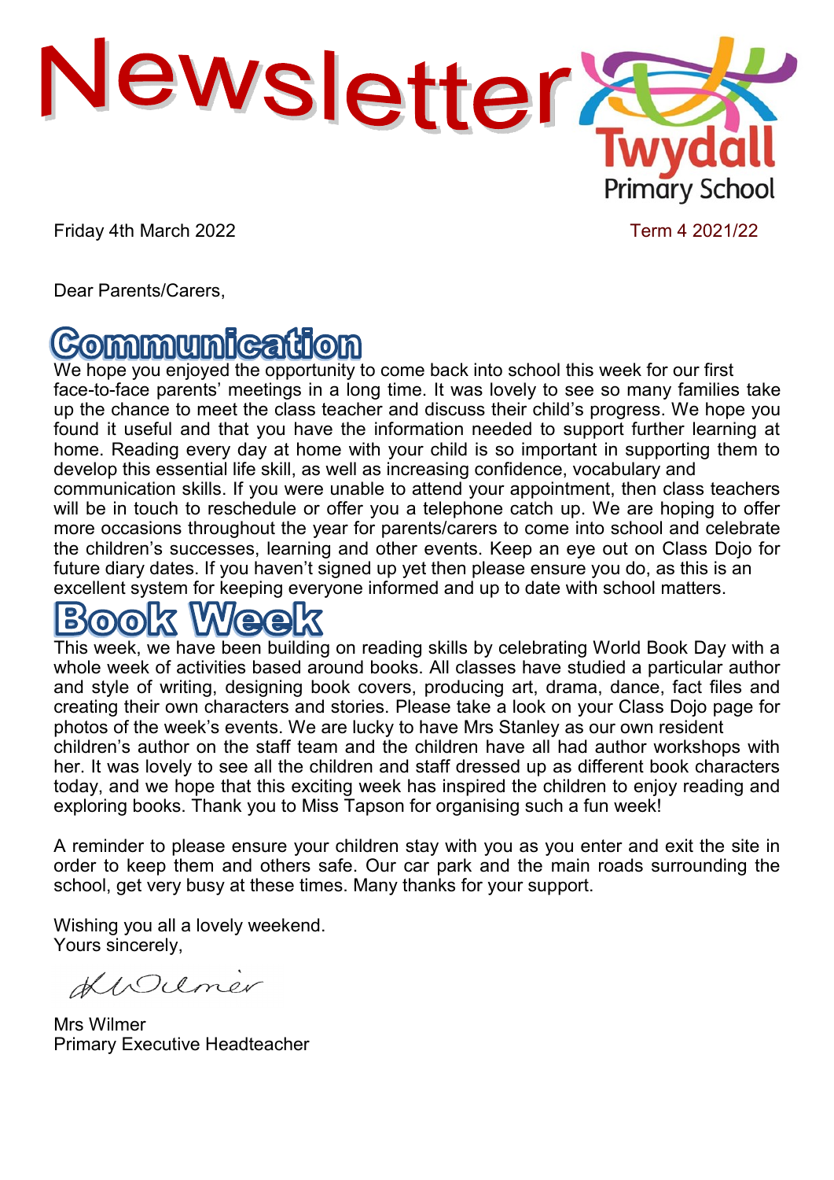# Newsletter

Twydall Primary School

Friday 4th March 2022 Term 4 2021/22

Dear Parents/Carers,

## Communication

We hope you enjoyed the opportunity to come back into school this week for our first face-to-face parents' meetings in a long time. It was lovely to see so many families take up the chance to meet the class teacher and discuss their child's progress. We hope you found it useful and that you have the information needed to support further learning at home. Reading every day at home with your child is so important in supporting them to develop this essential life skill, as well as increasing confidence, vocabulary and communication skills. If you were unable to attend your appointment, then class teachers will be in touch to reschedule or offer you a telephone catch up. We are hoping to offer more occasions throughout the year for parents/carers to come into school and celebrate the children's successes, learning and other events. Keep an eye out on Class Dojo for future diary dates. If you haven't signed up yet then please ensure you do, as this is an excellent system for keeping everyone informed and up to date with school matters.

## Book Week

This week, we have been building on reading skills by celebrating World Book Day with a whole week of activities based around books. All classes have studied a particular author and style of writing, designing book covers, producing art, drama, dance, fact files and creating their own characters and stories. Please take a look on your Class Dojo page for photos of the week's events. We are lucky to have Mrs Stanley as our own resident children's author on the staff team and the children have all had author workshops with her. It was lovely to see all the children and staff dressed up as different book characters today, and we hope that this exciting week has inspired the children to enjoy reading and exploring books. Thank you to Miss Tapson for organising such a fun week!

A reminder to please ensure your children stay with you as you enter and exit the site in order to keep them and others safe. Our car park and the main roads surrounding the school, get very busy at these times. Many thanks for your support.

Wishing you all a lovely weekend.
Yours sincerely,

Mrs Wilmer
Primary Executive Headteacher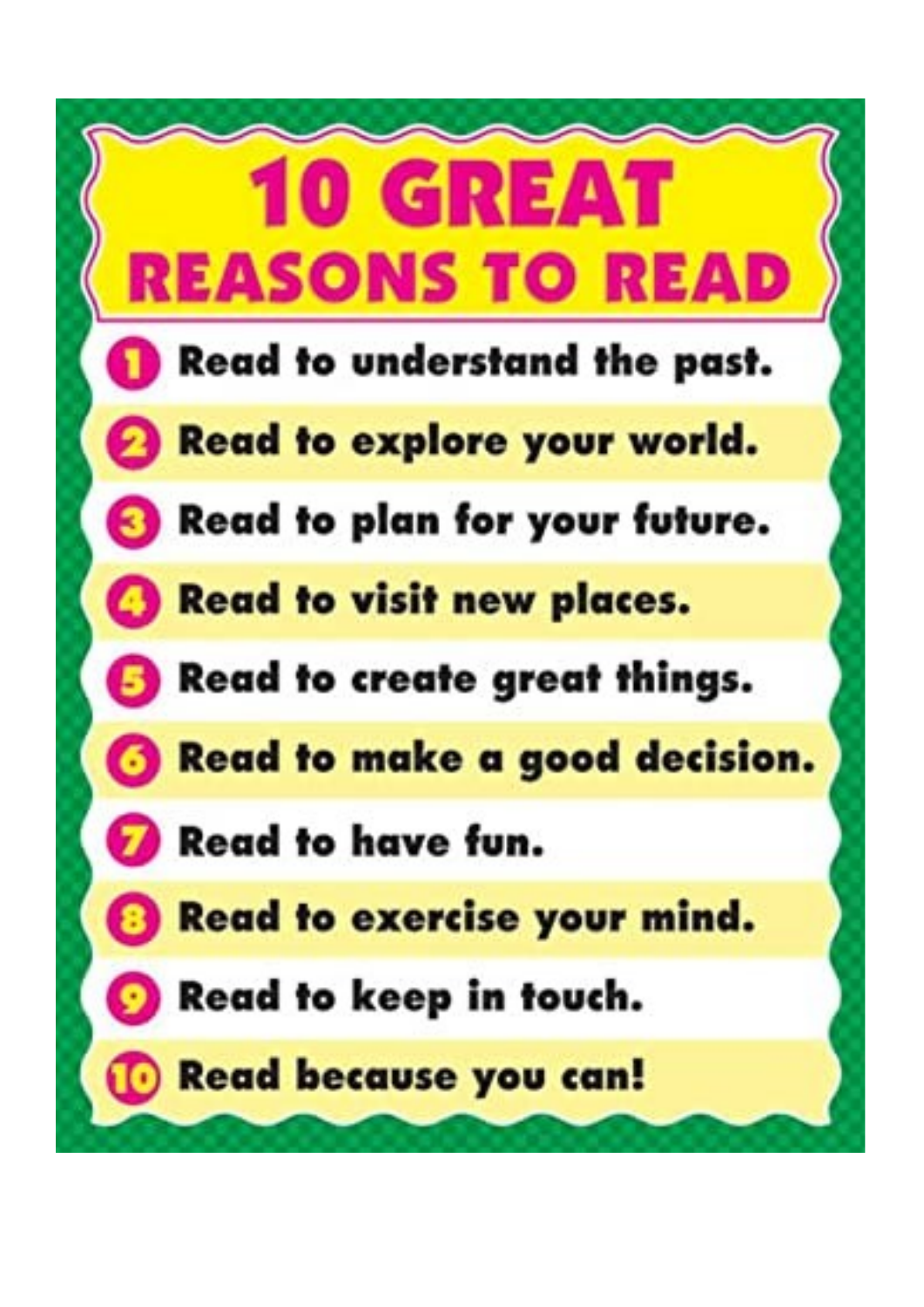# 10 GREAT REASONS TO READ

1. Read to understand the past.
2. Read to explore your world.
3. Read to plan for your future.
4. Read to visit new places.
5. Read to create great things.
6. Read to make a good decision.
7. Read to have fun.
8. Read to exercise your mind.
9. Read to keep in touch.
10. Read because you can!